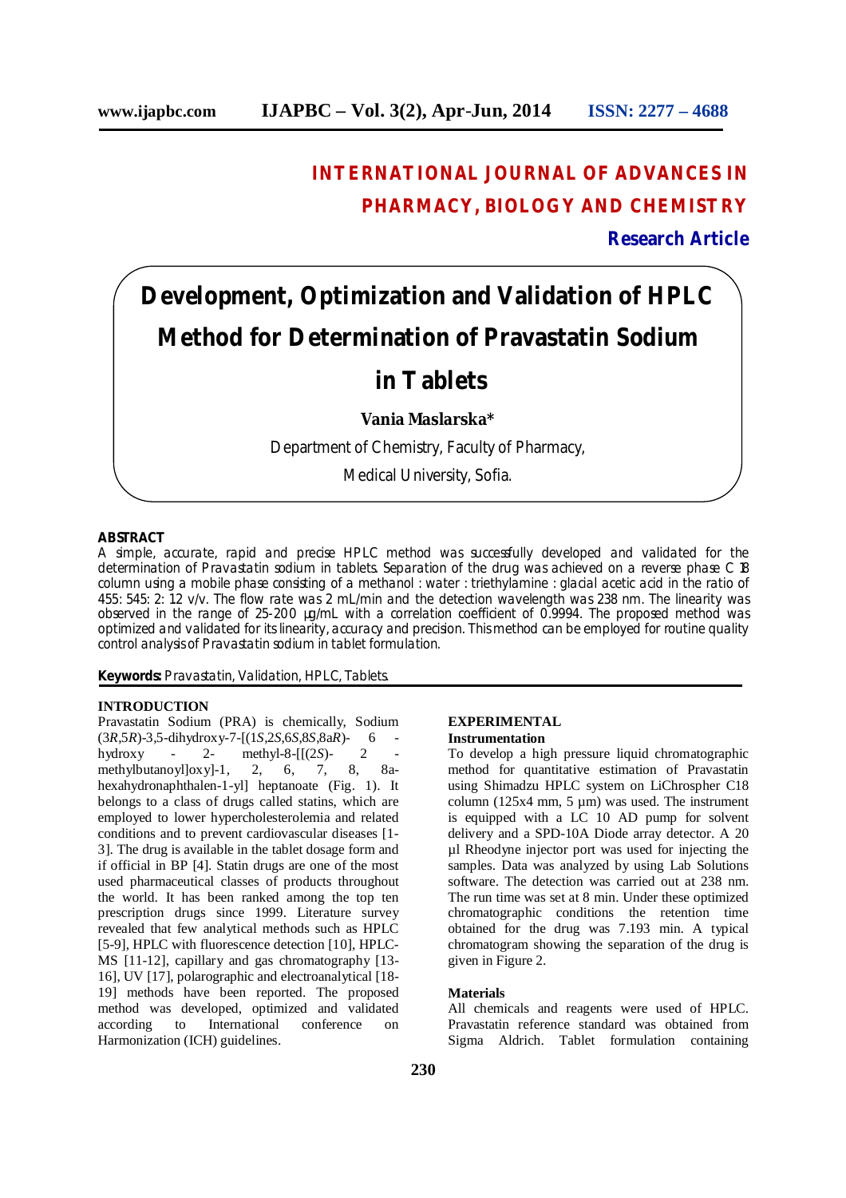INTERNATIONAL JOURNAL OF ADVANCES IN PHARMACY, BIOLOGY AND CHEMISTRY

**Research Article**

# Development, Optimization and Validation of HPLC Method for Determination of Pravastatin Sodium in Tablets

**Vania Maslarska***

Department of Chemistry, Faculty of Pharmacy,

Medical University, Sofia.

## ABSTRACT

A simple, accurate, rapid and precise HPLC method was successfully developed and validated for the determination of Pravastatin sodium in tablets. Separation of the drug was achieved on a reverse phase C 18 column using a mobile phase consisting of a methanol : water : triethylamine : glacial acetic acid in the ratio of 455: 545: 2: 12 v/v. The flow rate was 2 mL/min and the detection wavelength was 238 nm. The linearity was observed in the range of 25-200 µg/mL with a correlation coefficient of 0.9994. The proposed method was optimized and validated for its linearity, accuracy and precision. This method can be employed for routine quality control analysis of Pravastatin sodium in tablet formulation.

**Keywords:** Pravastatin, Validation, HPLC, Tablets.

## INTRODUCTION

Pravastatin Sodium (PRA) is chemically, Sodium (3*R*,5*R*)-3,5-dihydroxy-7-[(1*S*,2*S*,6*S*,8*S*,8a*R*)- 6 - hydroxy - 2- methyl-8-[[(2*S*)- 2 - methylbutanoyl]oxy]-1, 2, 6, 7, 8, 8a-hexahydronaphthalen-1-yl] heptanoate (Fig. 1). It belongs to a class of drugs called statins, which are employed to lower hypercholesterolemia and related conditions and to prevent cardiovascular diseases [1-3]. The drug is available in the tablet dosage form and if official in BP [4]. Statin drugs are one of the most used pharmaceutical classes of products throughout the world. It has been ranked among the top ten prescription drugs since 1999. Literature survey revealed that few analytical methods such as HPLC [5-9], HPLC with fluorescence detection [10], HPLC-MS [11-12], capillary and gas chromatography [13-16], UV [17], polarographic and electroanalytical [18-19] methods have been reported. The proposed method was developed, optimized and validated according to International conference on Harmonization (ICH) guidelines.

## EXPERIMENTAL

### Instrumentation

To develop a high pressure liquid chromatographic method for quantitative estimation of Pravastatin using Shimadzu HPLC system on LiChrospher C18 column (125x4 mm, 5 µm) was used. The instrument is equipped with a LC 10 AD pump for solvent delivery and a SPD-10A Diode array detector. A 20 µl Rheodyne injector port was used for injecting the samples. Data was analyzed by using Lab Solutions software. The detection was carried out at 238 nm. The run time was set at 8 min. Under these optimized chromatographic conditions the retention time obtained for the drug was 7.193 min. A typical chromatogram showing the separation of the drug is given in Figure 2.

### Materials

All chemicals and reagents were used of HPLC. Pravastatin reference standard was obtained from Sigma Aldrich. Tablet formulation containing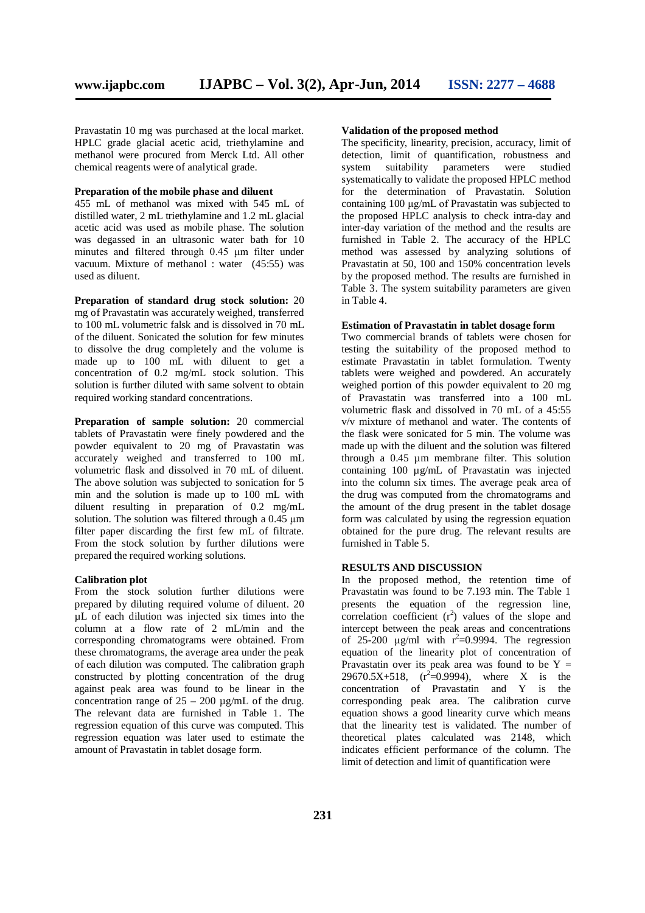Pravastatin 10 mg was purchased at the local market. HPLC grade glacial acetic acid, triethylamine and methanol were procured from Merck Ltd. All other chemical reagents were of analytical grade.

**Preparation of the mobile phase and diluent**

455 mL of methanol was mixed with 545 mL of distilled water, 2 mL triethylamine and 1.2 mL glacial acetic acid was used as mobile phase. The solution was degassed in an ultrasonic water bath for 10 minutes and filtered through 0.45 µm filter under vacuum. Mixture of methanol : water (45:55) was used as diluent.

**Preparation of standard drug stock solution:** 20 mg of Pravastatin was accurately weighed, transferred to 100 mL volumetric falsk and is dissolved in 70 mL of the diluent. Sonicated the solution for few minutes to dissolve the drug completely and the volume is made up to 100 mL with diluent to get a concentration of 0.2 mg/mL stock solution. This solution is further diluted with same solvent to obtain required working standard concentrations.

**Preparation of sample solution:** 20 commercial tablets of Pravastatin were finely powdered and the powder equivalent to 20 mg of Pravastatin was accurately weighed and transferred to 100 mL volumetric flask and dissolved in 70 mL of diluent. The above solution was subjected to sonication for 5 min and the solution is made up to 100 mL with diluent resulting in preparation of 0.2 mg/mL solution. The solution was filtered through a 0.45 µm filter paper discarding the first few mL of filtrate. From the stock solution by further dilutions were prepared the required working solutions.

**Calibration plot**

From the stock solution further dilutions were prepared by diluting required volume of diluent. 20 µL of each dilution was injected six times into the column at a flow rate of 2 mL/min and the corresponding chromatograms were obtained. From these chromatograms, the average area under the peak of each dilution was computed. The calibration graph constructed by plotting concentration of the drug against peak area was found to be linear in the concentration range of 25 – 200 µg/mL of the drug. The relevant data are furnished in Table 1. The regression equation of this curve was computed. This regression equation was later used to estimate the amount of Pravastatin in tablet dosage form.

**Validation of the proposed method**

The specificity, linearity, precision, accuracy, limit of detection, limit of quantification, robustness and system suitability parameters were studied systematically to validate the proposed HPLC method for the determination of Pravastatin. Solution containing 100 µg/mL of Pravastatin was subjected to the proposed HPLC analysis to check intra-day and inter-day variation of the method and the results are furnished in Table 2. The accuracy of the HPLC method was assessed by analyzing solutions of Pravastatin at 50, 100 and 150% concentration levels by the proposed method. The results are furnished in Table 3. The system suitability parameters are given in Table 4.

**Estimation of Pravastatin in tablet dosage form**

Two commercial brands of tablets were chosen for testing the suitability of the proposed method to estimate Pravastatin in tablet formulation. Twenty tablets were weighed and powdered. An accurately weighed portion of this powder equivalent to 20 mg of Pravastatin was transferred into a 100 mL volumetric flask and dissolved in 70 mL of a 45:55 v/v mixture of methanol and water. The contents of the flask were sonicated for 5 min. The volume was made up with the diluent and the solution was filtered through a 0.45 µm membrane filter. This solution containing 100 µg/mL of Pravastatin was injected into the column six times. The average peak area of the drug was computed from the chromatograms and the amount of the drug present in the tablet dosage form was calculated by using the regression equation obtained for the pure drug. The relevant results are furnished in Table 5.

## RESULTS AND DISCUSSION

In the proposed method, the retention time of Pravastatin was found to be 7.193 min. The Table 1 presents the equation of the regression line, correlation coefficient ($r^2$) values of the slope and intercept between the peak areas and concentrations of 25-200 µg/ml with $r^2$=0.9994. The regression equation of the linearity plot of concentration of Pravastatin over its peak area was found to be $Y = 29670.5X+518$, ($r^2$=0.9994), where X is the concentration of Pravastatin and Y is the corresponding peak area. The calibration curve equation shows a good linearity curve which means that the linearity test is validated. The number of theoretical plates calculated was 2148, which indicates efficient performance of the column. The limit of detection and limit of quantification were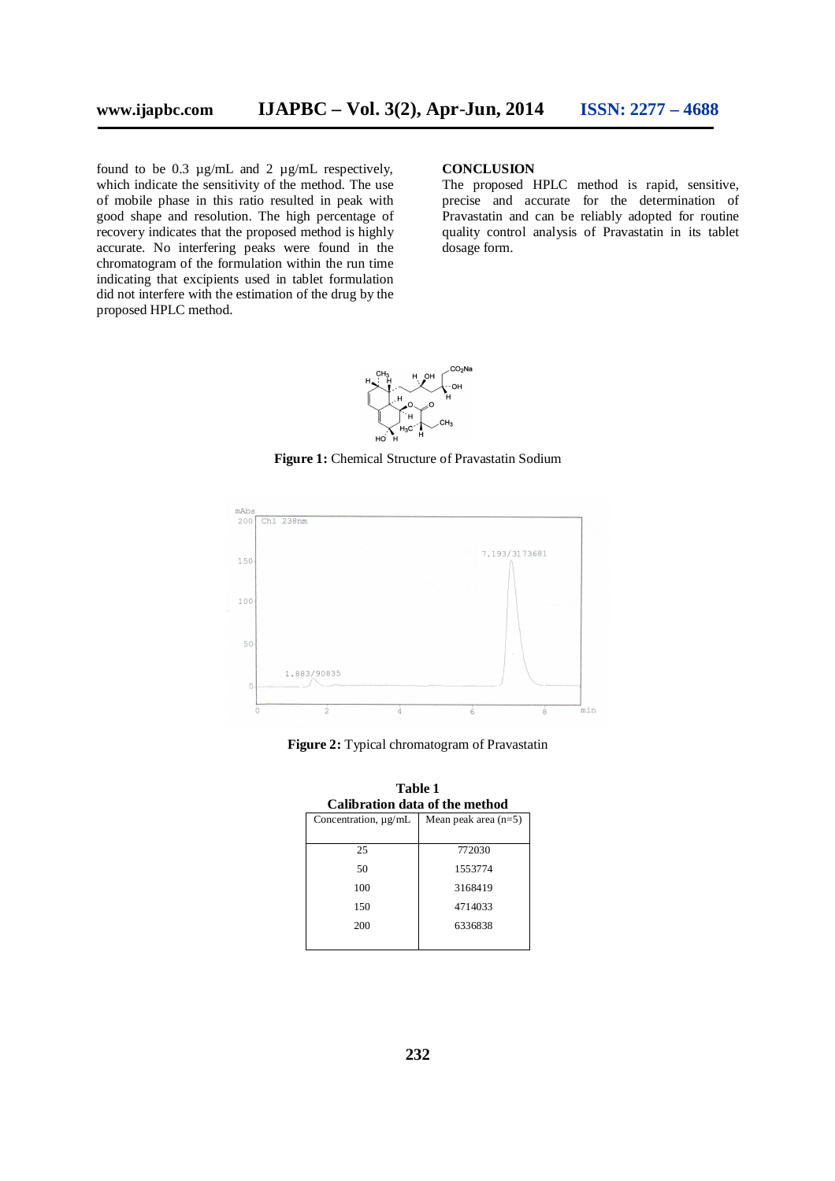found to be 0.3 µg/mL and 2 µg/mL respectively, which indicate the sensitivity of the method. The use of mobile phase in this ratio resulted in peak with good shape and resolution. The high percentage of recovery indicates that the proposed method is highly accurate. No interfering peaks were found in the chromatogram of the formulation within the run time indicating that excipients used in tablet formulation did not interfere with the estimation of the drug by the proposed HPLC method.

**CONCLUSION**

The proposed HPLC method is rapid, sensitive, precise and accurate for the determination of Pravastatin and can be reliably adopted for routine quality control analysis of Pravastatin in its tablet dosage form.

**Figure 1:** Chemical Structure of Pravastatin Sodium

**Figure 2:** Typical chromatogram of Pravastatin

**Table 1**
**Calibration data of the method**

| Concentration, µg/mL | Mean peak area (n=5) |
|---|---|
| 25 | 772030 |
| 50 | 1553774 |
| 100 | 3168419 |
| 150 | 4714033 |
| 200 | 6336838 |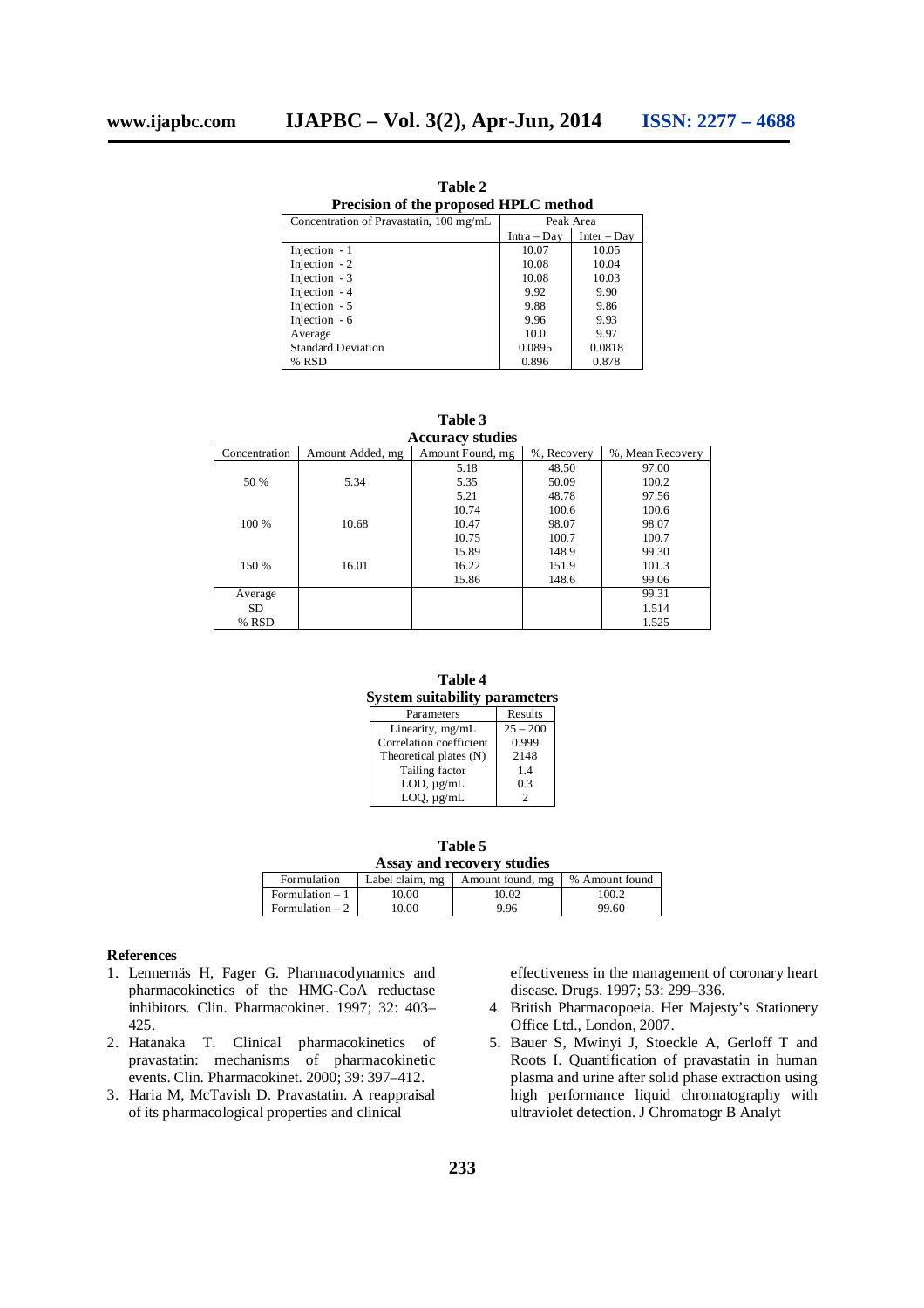**Table 2**
**Precision of the proposed HPLC method**

| Concentration of Pravastatin, 100 mg/mL | Peak Area | |
|---|---|---|
| | Intra – Day | Inter – Day |
| Injection - 1 | 10.07 | 10.05 |
| Injection - 2 | 10.08 | 10.04 |
| Injection - 3 | 10.08 | 10.03 |
| Injection - 4 | 9.92 | 9.90 |
| Injection - 5 | 9.88 | 9.86 |
| Injection - 6 | 9.96 | 9.93 |
| Average | 10.0 | 9.97 |
| Standard Deviation | 0.0895 | 0.0818 |
| % RSD | 0.896 | 0.878 |

**Table 3**
**Accuracy studies**

| Concentration | Amount Added, mg | Amount Found, mg | %, Recovery | %, Mean Recovery |
|---|---|---|---|---|
| | | 5.18 | 48.50 | 97.00 |
| 50 % | 5.34 | 5.35 | 50.09 | 100.2 |
| | | 5.21 | 48.78 | 97.56 |
| | | 10.74 | 100.6 | 100.6 |
| 100 % | 10.68 | 10.47 | 98.07 | 98.07 |
| | | 10.75 | 100.7 | 100.7 |
| | | 15.89 | 148.9 | 99.30 |
| 150 % | 16.01 | 16.22 | 151.9 | 101.3 |
| | | 15.86 | 148.6 | 99.06 |
| Average | | | | 99.31 |
| SD | | | | 1.514 |
| % RSD | | | | 1.525 |

**Table 4**
**System suitability parameters**

| Parameters | Results |
|---|---|
| Linearity, mg/mL | 25 – 200 |
| Correlation coefficient | 0.999 |
| Theoretical plates (N) | 2148 |
| Tailing factor | 1.4 |
| LOD, µg/mL | 0.3 |
| LOQ, µg/mL | 2 |

**Table 5**
**Assay and recovery studies**

| Formulation | Label claim, mg | Amount found, mg | % Amount found |
|---|---|---|---|
| Formulation – 1 | 10.00 | 10.02 | 100.2 |
| Formulation – 2 | 10.00 | 9.96 | 99.60 |

## References

1. Lennernäs H, Fager G. Pharmacodynamics and pharmacokinetics of the HMG-CoA reductase inhibitors. Clin. Pharmacokinet. 1997; 32: 403–425.
2. Hatanaka T. Clinical pharmacokinetics of pravastatin: mechanisms of pharmacokinetic events. Clin. Pharmacokinet. 2000; 39: 397–412.
3. Haria M, McTavish D. Pravastatin. A reappraisal of its pharmacological properties and clinical effectiveness in the management of coronary heart disease. Drugs. 1997; 53: 299–336.
4. British Pharmacopoeia. Her Majesty's Stationery Office Ltd., London, 2007.
5. Bauer S, Mwinyi J, Stoeckle A, Gerloff T and Roots I. Quantification of pravastatin in human plasma and urine after solid phase extraction using high performance liquid chromatography with ultraviolet detection. J Chromatogr B Analyt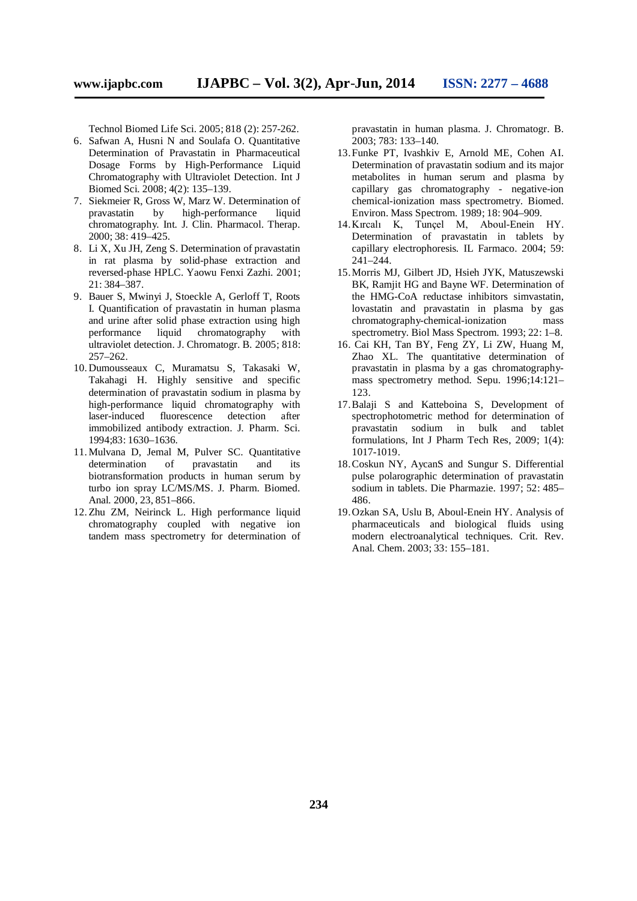Technol Biomed Life Sci. 2005; 818 (2): 257-262.

6. Safwan A, Husni N and Soulafa O. Quantitative Determination of Pravastatin in Pharmaceutical Dosage Forms by High-Performance Liquid Chromatography with Ultraviolet Detection. Int J Biomed Sci. 2008; 4(2): 135–139.
7. Siekmeier R, Gross W, Marz W. Determination of pravastatin by high-performance liquid chromatography. Int. J. Clin. Pharmacol. Therap. 2000; 38: 419–425.
8. Li X, Xu JH, Zeng S. Determination of pravastatin in rat plasma by solid-phase extraction and reversed-phase HPLC. Yaowu Fenxi Zazhi. 2001; 21: 384–387.
9. Bauer S, Mwinyi J, Stoeckle A, Gerloff T, Roots I. Quantification of pravastatin in human plasma and urine after solid phase extraction using high performance liquid chromatography with ultraviolet detection. J. Chromatogr. B. 2005; 818: 257–262.
10. Dumousseaux C, Muramatsu S, Takasaki W, Takahagi H. Highly sensitive and specific determination of pravastatin sodium in plasma by high-performance liquid chromatography with laser-induced fluorescence detection after immobilized antibody extraction. J. Pharm. Sci. 1994;83: 1630–1636.
11. Mulvana D, Jemal M, Pulver SC. Quantitative determination of pravastatin and its biotransformation products in human serum by turbo ion spray LC/MS/MS. J. Pharm. Biomed. Anal. 2000, 23, 851–866.
12. Zhu ZM, Neirinck L. High performance liquid chromatography coupled with negative ion tandem mass spectrometry for determination of pravastatin in human plasma. J. Chromatogr. B. 2003; 783: 133–140.
13. Funke PT, Ivashkiv E, Arnold ME, Cohen AI. Determination of pravastatin sodium and its major metabolites in human serum and plasma by capillary gas chromatography - negative-ion chemical-ionization mass spectrometry. Biomed. Environ. Mass Spectrom. 1989; 18: 904–909.
14. Kırcalı K, Tunçel M, Aboul-Enein HY. Determination of pravastatin in tablets by capillary electrophoresis. IL Farmaco. 2004; 59: 241–244.
15. Morris MJ, Gilbert JD, Hsieh JYK, Matuszewski BK, Ramjit HG and Bayne WF. Determination of the HMG-CoA reductase inhibitors simvastatin, lovastatin and pravastatin in plasma by gas chromatography-chemical-ionization mass spectrometry. Biol Mass Spectrom. 1993; 22: 1–8.
16. Cai KH, Tan BY, Feng ZY, Li ZW, Huang M, Zhao XL. The quantitative determination of pravastatin in plasma by a gas chromatography-mass spectrometry method. Sepu. 1996;14:121–123.
17. Balaji S and Katteboina S, Development of spectrophotometric method for determination of pravastatin sodium in bulk and tablet formulations, Int J Pharm Tech Res, 2009; 1(4): 1017-1019.
18. Coskun NY, AycanS and Sungur S. Differential pulse polarographic determination of pravastatin sodium in tablets. Die Pharmazie. 1997; 52: 485–486.
19. Ozkan SA, Uslu B, Aboul-Enein HY. Analysis of pharmaceuticals and biological fluids using modern electroanalytical techniques. Crit. Rev. Anal. Chem. 2003; 33: 155–181.